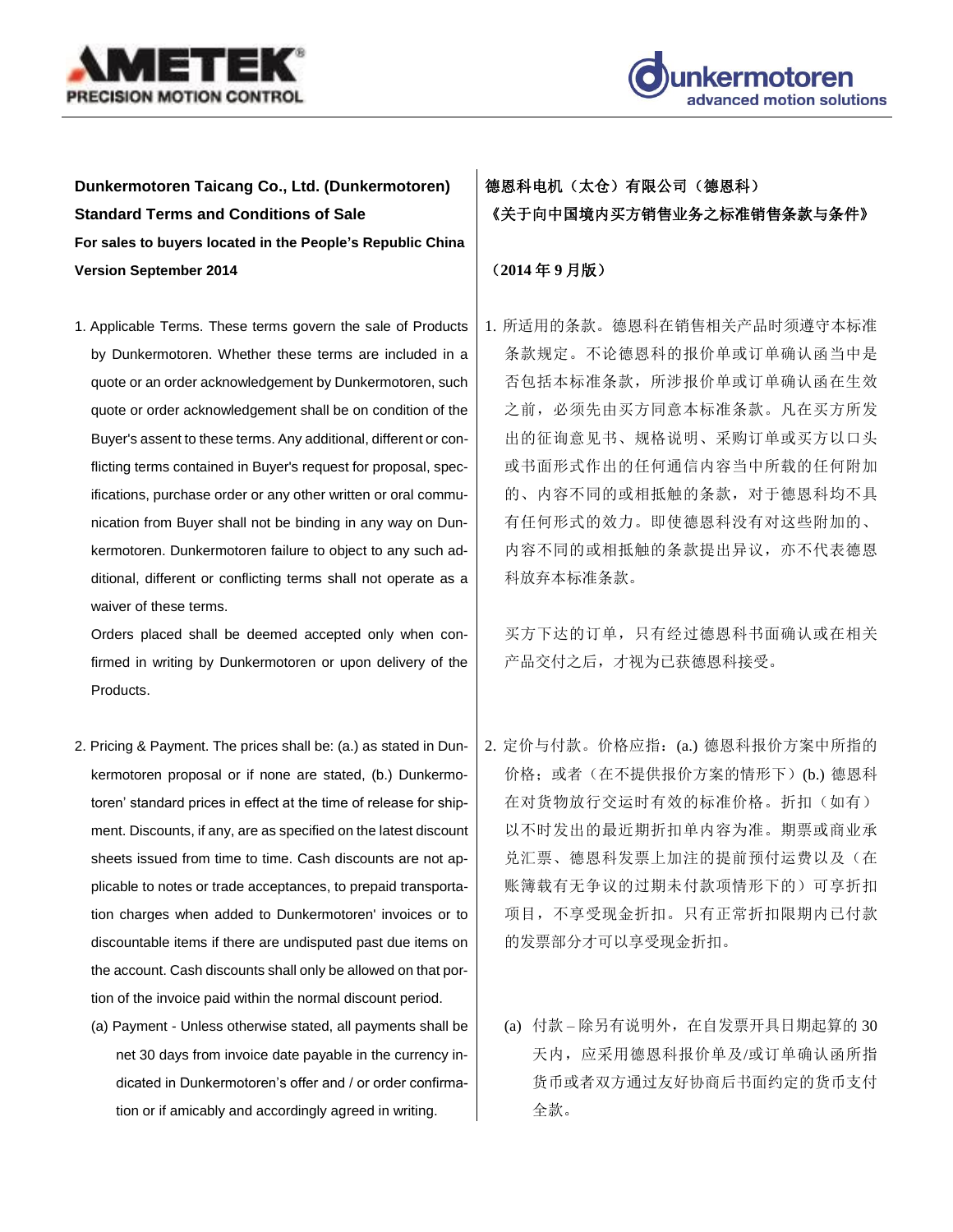**Dunkermotoren Taicang Co., Ltd. (Dunkermotoren) Standard Terms and Conditions of Sale**

**For sales to buyers located in the People's Republic China**

**Version September 2014**

1. Applicable Terms. These terms govern the sale of Products by Dunkermotoren. Whether these terms are included in a quote or an order acknowledgement by Dunkermotoren, such quote or order acknowledgement shall be on condition of the Buyer's assent to these terms. Any additional, different or conflicting terms contained in Buyer's request for proposal, specifications, purchase order or any other written or oral communication from Buyer shall not be binding in any way on Dunkermotoren. Dunkermotoren failure to object to any such additional, different or conflicting terms shall not operate as a waiver of these terms.

   Orders placed shall be deemed accepted only when confirmed in writing by Dunkermotoren or upon delivery of the Products.

2. Pricing & Payment. The prices shall be: (a.) as stated in Dunkermotoren proposal or if none are stated, (b.) Dunkermotoren' standard prices in effect at the time of release for shipment. Discounts, if any, are as specified on the latest discount sheets issued from time to time. Cash discounts are not applicable to notes or trade acceptances, to prepaid transportation charges when added to Dunkermotoren' invoices or to discountable items if there are undisputed past due items on the account. Cash discounts shall only be allowed on that portion of the invoice paid within the normal discount period.

   (a) Payment - Unless otherwise stated, all payments shall be net 30 days from invoice date payable in the currency indicated in Dunkermotoren's offer and / or order confirmation or if amicably and accordingly agreed in writing.

**德恩科电机（太仓）有限公司（德恩科）**

**《关于向中国境内买方销售业务之标准销售条款与条件》**

**（2014 年 9 月版）**

1. 所适用的条款。德恩科在销售相关产品时须遵守本标准条款规定。不论德恩科的报价单或订单确认函当中是否包括本标准条款，所涉报价单或订单确认函在生效之前，必须先由买方同意本标准条款。凡在买方所发出的征询意见书、规格说明、采购订单或买方以口头或书面形式作出的任何通信内容当中所载的任何附加的、内容不同的或相抵触的条款，对于德恩科均不具有任何形式的效力。即使德恩科没有对这些附加的、内容不同的或相抵触的条款提出异议，亦不代表德恩科放弃本标准条款。

   买方下达的订单，只有经过德恩科书面确认或在相关产品交付之后，才视为已获德恩科接受。

2. 定价与付款。价格应指：(a.) 德恩科报价方案中所指的价格；或者（在不提供报价方案的情形下）(b.) 德恩科在对货物放行交运时有效的标准价格。折扣（如有）以不时发出的最近期折扣单内容为准。期票或商业承兑汇票、德恩科发票上加注的提前预付运费以及（在账簿载有无争议的过期未付款项情形下的）可享折扣项目，不享受现金折扣。只有正常折扣限期内已付款的发票部分才可以享受现金折扣。

   (a) 付款 – 除另有说明外，在自发票开具日期起算的 30 天内，应采用德恩科报价单及/或订单确认函所指货币或者双方通过友好协商后书面约定的货币支付全款。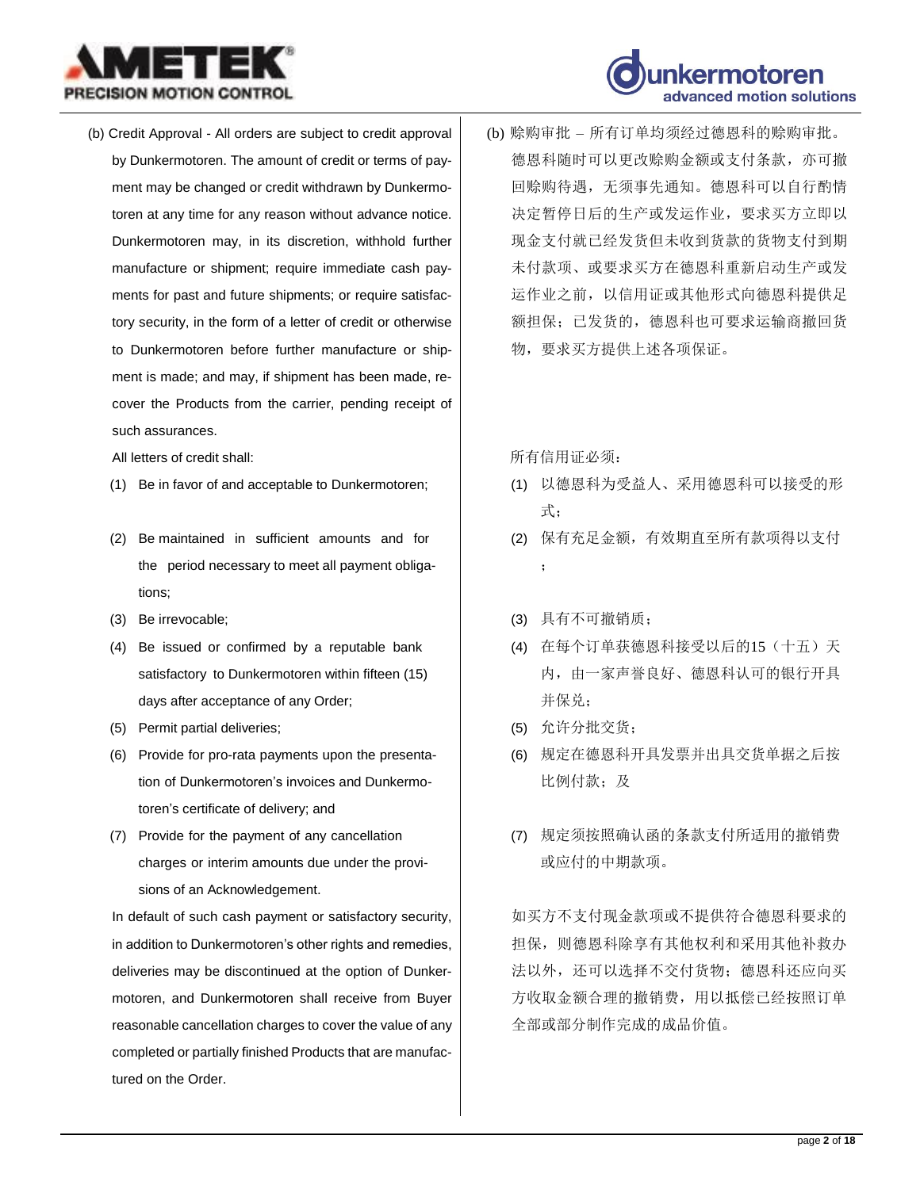(b) Credit Approval - All orders are subject to credit approval by Dunkermotoren. The amount of credit or terms of payment may be changed or credit withdrawn by Dunkermotoren at any time for any reason without advance notice. Dunkermotoren may, in its discretion, withhold further manufacture or shipment; require immediate cash payments for past and future shipments; or require satisfactory security, in the form of a letter of credit or otherwise to Dunkermotoren before further manufacture or shipment is made; and may, if shipment has been made, recover the Products from the carrier, pending receipt of such assurances.

All letters of credit shall:

(1) Be in favor of and acceptable to Dunkermotoren;

(2) Be maintained in sufficient amounts and for the period necessary to meet all payment obligations;

(3) Be irrevocable;

(4) Be issued or confirmed by a reputable bank satisfactory to Dunkermotoren within fifteen (15) days after acceptance of any Order;

(5) Permit partial deliveries;

(6) Provide for pro-rata payments upon the presentation of Dunkermotoren's invoices and Dunkermotoren's certificate of delivery; and

(7) Provide for the payment of any cancellation charges or interim amounts due under the provisions of an Acknowledgement.

In default of such cash payment or satisfactory security, in addition to Dunkermotoren's other rights and remedies, deliveries may be discontinued at the option of Dunkermotoren, and Dunkermotoren shall receive from Buyer reasonable cancellation charges to cover the value of any completed or partially finished Products that are manufactured on the Order.

(b) 赊购审批 – 所有订单均须经过德恩科的赊购审批。德恩科随时可以更改赊购金额或支付条款，亦可撤回赊购待遇，无须事先通知。德恩科可以自行酌情决定暂停日后的生产或发运作业，要求买方立即以现金支付就已经发货但未收到货款的货物支付到期未付款项、或要求买方在德恩科重新启动生产或发运作业之前，以信用证或其他形式向德恩科提供足额担保；已发货的，德恩科也可要求运输商撤回货物，要求买方提供上述各项保证。

所有信用证必须：

(1) 以德恩科为受益人、采用德恩科可以接受的形式；

(2) 保有充足金额，有效期直至所有款项得以支付；

(3) 具有不可撤销质；

(4) 在每个订单获德恩科接受以后的15（十五）天内，由一家声誉良好、德恩科认可的银行开具并保兑；

(5) 允许分批交货；

(6) 规定在德恩科开具发票并出具交货单据之后按比例付款；及

(7) 规定须按照确认函的条款支付所适用的撤销费或应付的中期款项。

如买方不支付现金款项或不提供符合德恩科要求的担保，则德恩科除享有其他权利和采用其他补救办法以外，还可以选择不交付货物；德恩科还应向买方收取金额合理的撤销费，用以抵偿已经按照订单全部或部分制作完成的成品价值。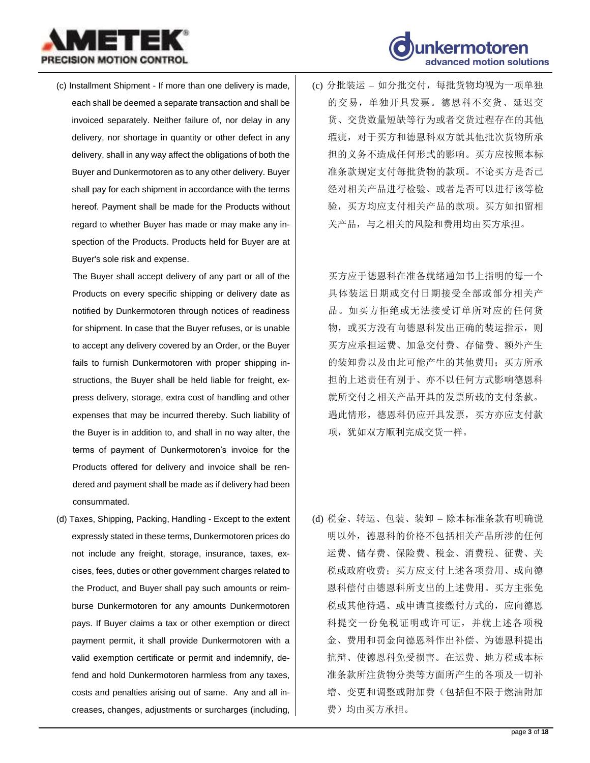(c) Installment Shipment - If more than one delivery is made, each shall be deemed a separate transaction and shall be invoiced separately. Neither failure of, nor delay in any delivery, nor shortage in quantity or other defect in any delivery, shall in any way affect the obligations of both the Buyer and Dunkermotoren as to any other delivery. Buyer shall pay for each shipment in accordance with the terms hereof. Payment shall be made for the Products without regard to whether Buyer has made or may make any inspection of the Products. Products held for Buyer are at Buyer's sole risk and expense.

The Buyer shall accept delivery of any part or all of the Products on every specific shipping or delivery date as notified by Dunkermotoren through notices of readiness for shipment. In case that the Buyer refuses, or is unable to accept any delivery covered by an Order, or the Buyer fails to furnish Dunkermotoren with proper shipping instructions, the Buyer shall be held liable for freight, express delivery, storage, extra cost of handling and other expenses that may be incurred thereby. Such liability of the Buyer is in addition to, and shall in no way alter, the terms of payment of Dunkermotoren's invoice for the Products offered for delivery and invoice shall be rendered and payment shall be made as if delivery had been consummated.

(c) 分批装运 – 如分批交付，每批货物均视为一项单独的交易，单独开具发票。德恩科不交货、延迟交货、交货数量短缺等行为或者交货过程存在的其他瑕疵，对于买方和德恩科双方就其他批次货物所承担的义务不造成任何形式的影响。买方应按照本标准条款规定支付每批货物的款项。不论买方是否已经对相关产品进行检验、或者是否可以进行该等检验，买方均应支付相关产品的款项。买方如扣留相关产品，与之相关的风险和费用均由买方承担。

买方应于德恩科在准备就绪通知书上指明的每一个具体装运日期或交付日期接受全部或部分相关产品。如买方拒绝或无法接受订单所对应的任何货物，或买方没有向德恩科发出正确的装运指示，则买方应承担运费、加急交付费、存储费、额外产生的装卸费以及由此可能产生的其他费用；买方所承担的上述责任有别于、亦不以任何方式影响德恩科就所交付之相关产品开具的发票所载的支付条款。遇此情形，德恩科仍应开具发票，买方亦应支付款项，犹如双方顺利完成交货一样。

(d) Taxes, Shipping, Packing, Handling - Except to the extent expressly stated in these terms, Dunkermotoren prices do not include any freight, storage, insurance, taxes, excises, fees, duties or other government charges related to the Product, and Buyer shall pay such amounts or reimburse Dunkermotoren for any amounts Dunkermotoren pays. If Buyer claims a tax or other exemption or direct payment permit, it shall provide Dunkermotoren with a valid exemption certificate or permit and indemnify, defend and hold Dunkermotoren harmless from any taxes, costs and penalties arising out of same. Any and all increases, changes, adjustments or surcharges (including,

(d) 税金、转运、包装、装卸 – 除本标准条款有明确说明以外，德恩科的价格不包括相关产品所涉的任何运费、储存费、保险费、税金、消费税、征费、关税或政府收费；买方应支付上述各项费用、或向德恩科偿付由德恩科所支出的上述费用。买方主张免税或其他待遇、或申请直接缴付方式的，应向德恩科提交一份免税证明或许可证，并就上述各项税金、费用和罚金向德恩科作出补偿、为德恩科提出抗辩、使德恩科免受损害。在运费、地方税或本标准条款所注货物分类等方面所产生的各项及一切补增、变更和调整或附加费（包括但不限于燃油附加费）均由买方承担。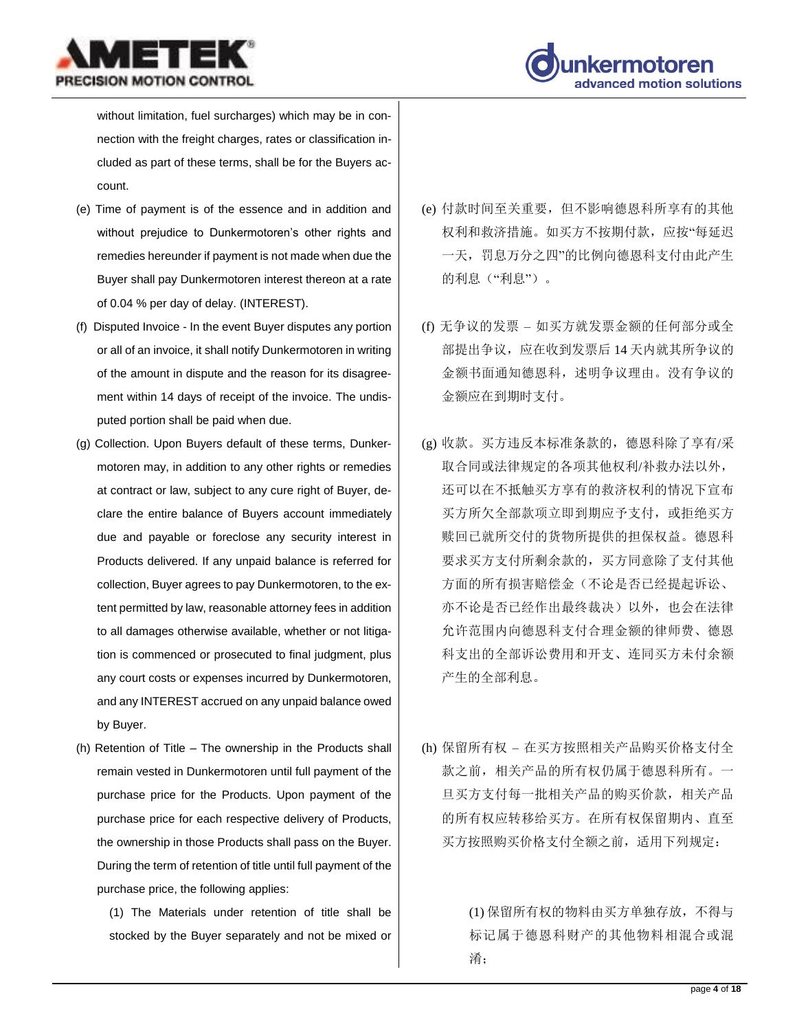without limitation, fuel surcharges) which may be in connection with the freight charges, rates or classification included as part of these terms, shall be for the Buyers account.

(e) Time of payment is of the essence and in addition and without prejudice to Dunkermotoren's other rights and remedies hereunder if payment is not made when due the Buyer shall pay Dunkermotoren interest thereon at a rate of 0.04 % per day of delay. (INTEREST).

(f) Disputed Invoice - In the event Buyer disputes any portion or all of an invoice, it shall notify Dunkermotoren in writing of the amount in dispute and the reason for its disagreement within 14 days of receipt of the invoice. The undisputed portion shall be paid when due.

(g) Collection. Upon Buyers default of these terms, Dunkermotoren may, in addition to any other rights or remedies at contract or law, subject to any cure right of Buyer, declare the entire balance of Buyers account immediately due and payable or foreclose any security interest in Products delivered. If any unpaid balance is referred for collection, Buyer agrees to pay Dunkermotoren, to the extent permitted by law, reasonable attorney fees in addition to all damages otherwise available, whether or not litigation is commenced or prosecuted to final judgment, plus any court costs or expenses incurred by Dunkermotoren, and any INTEREST accrued on any unpaid balance owed by Buyer.

(h) Retention of Title – The ownership in the Products shall remain vested in Dunkermotoren until full payment of the purchase price for the Products. Upon payment of the purchase price for each respective delivery of Products, the ownership in those Products shall pass on the Buyer. During the term of retention of title until full payment of the purchase price, the following applies:

(1) The Materials under retention of title shall be stocked by the Buyer separately and not be mixed or

(e) 付款时间至关重要，但不影响德恩科所享有的其他权利和救济措施。如买方不按期付款，应按"每延迟一天，罚息万分之四"的比例向德恩科支付由此产生的利息（"利息"）。

(f) 无争议的发票 – 如买方就发票金额的任何部分或全部提出争议，应在收到发票后 14 天内就其所争议的金额书面通知德恩科，述明争议理由。没有争议的金额应在到期时支付。

(g) 收款。买方违反本标准条款的，德恩科除了享有/采取合同或法律规定的各项其他权利/补救办法以外，还可以在不抵触买方享有的救济权利的情况下宣布买方所欠全部款项立即到期应予支付，或拒绝买方赎回已就所交付的货物所提供的担保权益。德恩科要求买方支付所剩余款的，买方同意除了支付其他方面的所有损害赔偿金（不论是否已经提起诉讼、亦不论是否已经作出最终裁决）以外，也会在法律允许范围内向德恩科支付合理金额的律师费、德恩科支出的全部诉讼费用和开支、连同买方未付余额产生的全部利息。

(h) 保留所有权 – 在买方按照相关产品购买价格支付全款之前，相关产品的所有权仍属于德恩科所有。一旦买方支付每一批相关产品的购买价款，相关产品的所有权应转移给买方。在所有权保留期内、直至买方按照购买价格支付全额之前，适用下列规定：

(1) 保留所有权的物料由买方单独存放，不得与标记属于德恩科财产的其他物料相混合或混淆；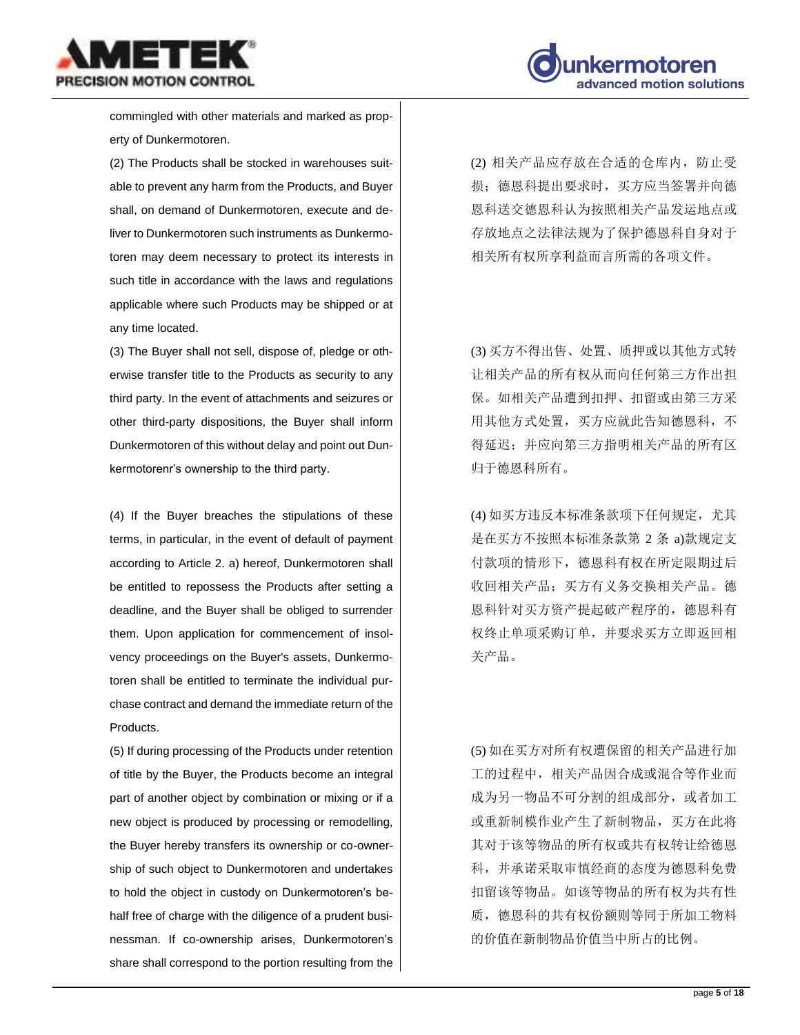commingled with other materials and marked as property of Dunkermotoren.

(2) The Products shall be stocked in warehouses suitable to prevent any harm from the Products, and Buyer shall, on demand of Dunkermotoren, execute and deliver to Dunkermotoren such instruments as Dunkermotoren may deem necessary to protect its interests in such title in accordance with the laws and regulations applicable where such Products may be shipped or at any time located.

(2) 相关产品应存放在合适的仓库内，防止受损；德恩科提出要求时，买方应当签署并向德恩科送交德恩科认为按照相关产品发运地点或存放地点之法律法规为了保护德恩科自身对于相关所有权所享利益而言所需的各项文件。

(3) The Buyer shall not sell, dispose of, pledge or otherwise transfer title to the Products as security to any third party. In the event of attachments and seizures or other third-party dispositions, the Buyer shall inform Dunkermotoren of this without delay and point out Dunkermotorenr's ownership to the third party.

(3) 买方不得出售、处置、质押或以其他方式转让相关产品的所有权从而向任何第三方作出担保。如相关产品遭到扣押、扣留或由第三方采用其他方式处置，买方应就此告知德恩科，不得延迟；并应向第三方指明相关产品的所有区归于德恩科所有。

(4) If the Buyer breaches the stipulations of these terms, in particular, in the event of default of payment according to Article 2. a) hereof, Dunkermotoren shall be entitled to repossess the Products after setting a deadline, and the Buyer shall be obliged to surrender them. Upon application for commencement of insolvency proceedings on the Buyer's assets, Dunkermotoren shall be entitled to terminate the individual purchase contract and demand the immediate return of the Products.

(4) 如买方违反本标准条款项下任何规定，尤其是在买方不按照本标准条款第 2 条 a)款规定支付款项的情形下，德恩科有权在所定限期过后收回相关产品；买方有义务交换相关产品。德恩科针对买方资产提起破产程序的，德恩科有权终止单项采购订单，并要求买方立即返回相关产品。

(5) If during processing of the Products under retention of title by the Buyer, the Products become an integral part of another object by combination or mixing or if a new object is produced by processing or remodelling, the Buyer hereby transfers its ownership or co-ownership of such object to Dunkermotoren and undertakes to hold the object in custody on Dunkermotoren's behalf free of charge with the diligence of a prudent businessman. If co-ownership arises, Dunkermotoren's share shall correspond to the portion resulting from the

(5) 如在买方对所有权遭保留的相关产品进行加工的过程中，相关产品因合成或混合等作业而成为另一物品不可分割的组成部分，或者加工或重新制模作业产生了新制物品，买方在此将其对于该等物品的所有权或共有权转让给德恩科，并承诺采取审慎经商的态度为德恩科免费扣留该等物品。如该等物品的所有权为共有性质，德恩科的共有权份额则等同于所加工物料的价值在新制物品价值当中所占的比例。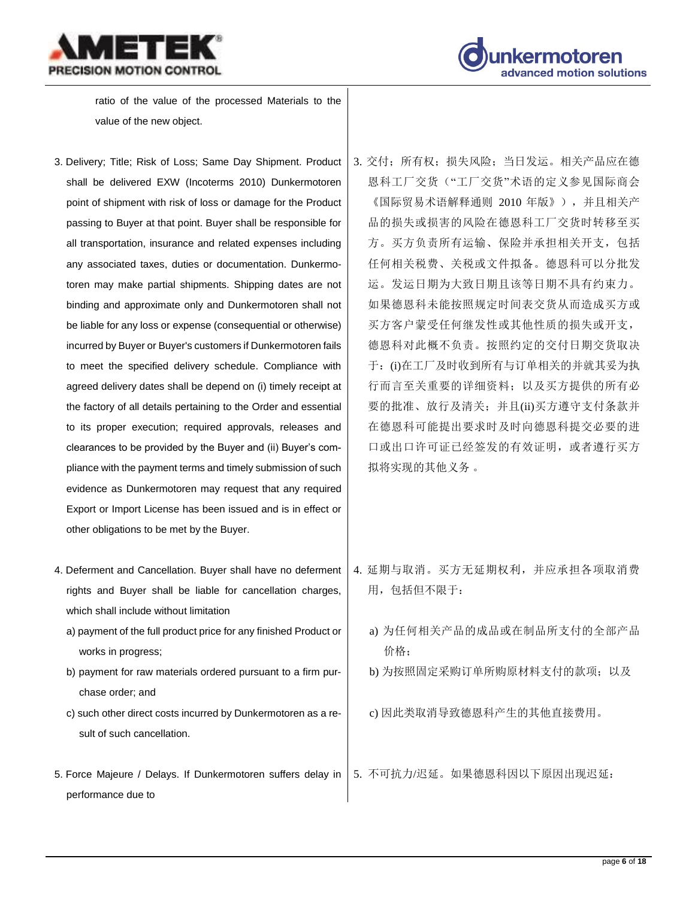ratio of the value of the processed Materials to the value of the new object.

3. Delivery; Title; Risk of Loss; Same Day Shipment. Product shall be delivered EXW (Incoterms 2010) Dunkermotoren point of shipment with risk of loss or damage for the Product passing to Buyer at that point. Buyer shall be responsible for all transportation, insurance and related expenses including any associated taxes, duties or documentation. Dunkermotoren may make partial shipments. Shipping dates are not binding and approximate only and Dunkermotoren shall not be liable for any loss or expense (consequential or otherwise) incurred by Buyer or Buyer's customers if Dunkermotoren fails to meet the specified delivery schedule. Compliance with agreed delivery dates shall be depend on (i) timely receipt at the factory of all details pertaining to the Order and essential to its proper execution; required approvals, releases and clearances to be provided by the Buyer and (ii) Buyer's compliance with the payment terms and timely submission of such evidence as Dunkermotoren may request that any required Export or Import License has been issued and is in effect or other obligations to be met by the Buyer.

3. 交付；所有权；损失风险；当日发运。相关产品应在德恩科工厂交货（"工厂交货"术语的定义参见国际商会《国际贸易术语解释通则 2010 年版》），并且相关产品的损失或损害的风险在德恩科工厂交货时转移至买方。买方负责所有运输、保险并承担相关开支，包括任何相关税费、关税或文件拟备。德恩科可以分批发运。发运日期为大致日期且该等日期不具有约束力。如果德恩科未能按照规定时间表交货从而造成买方或买方客户蒙受任何继发性或其他性质的损失或开支，德恩科对此概不负责。按照约定的交付日期交货取决于：(i)在工厂及时收到所有与订单相关的并就其妥为执行而言至关重要的详细资料；以及买方提供的所有必要的批准、放行及清关；并且(ii)买方遵守支付条款并在德恩科可能提出要求时及时向德恩科提交必要的进口或出口许可证已经签发的有效证明，或者遵行买方拟将实现的其他义务。

4. Deferment and Cancellation. Buyer shall have no deferment rights and Buyer shall be liable for cancellation charges, which shall include without limitation
   a) payment of the full product price for any finished Product or works in progress;
   b) payment for raw materials ordered pursuant to a firm purchase order; and
   c) such other direct costs incurred by Dunkermotoren as a result of such cancellation.

4. 延期与取消。买方无延期权利，并应承担各项取消费用，包括但不限于：
   a) 为任何相关产品的成品或在制品所支付的全部产品价格；
   b) 为按照固定采购订单所购原材料支付的款项；以及
   c) 因此类取消导致德恩科产生的其他直接费用。

5. Force Majeure / Delays. If Dunkermotoren suffers delay in performance due to

5. 不可抗力/迟延。如果德恩科因以下原因出现迟延：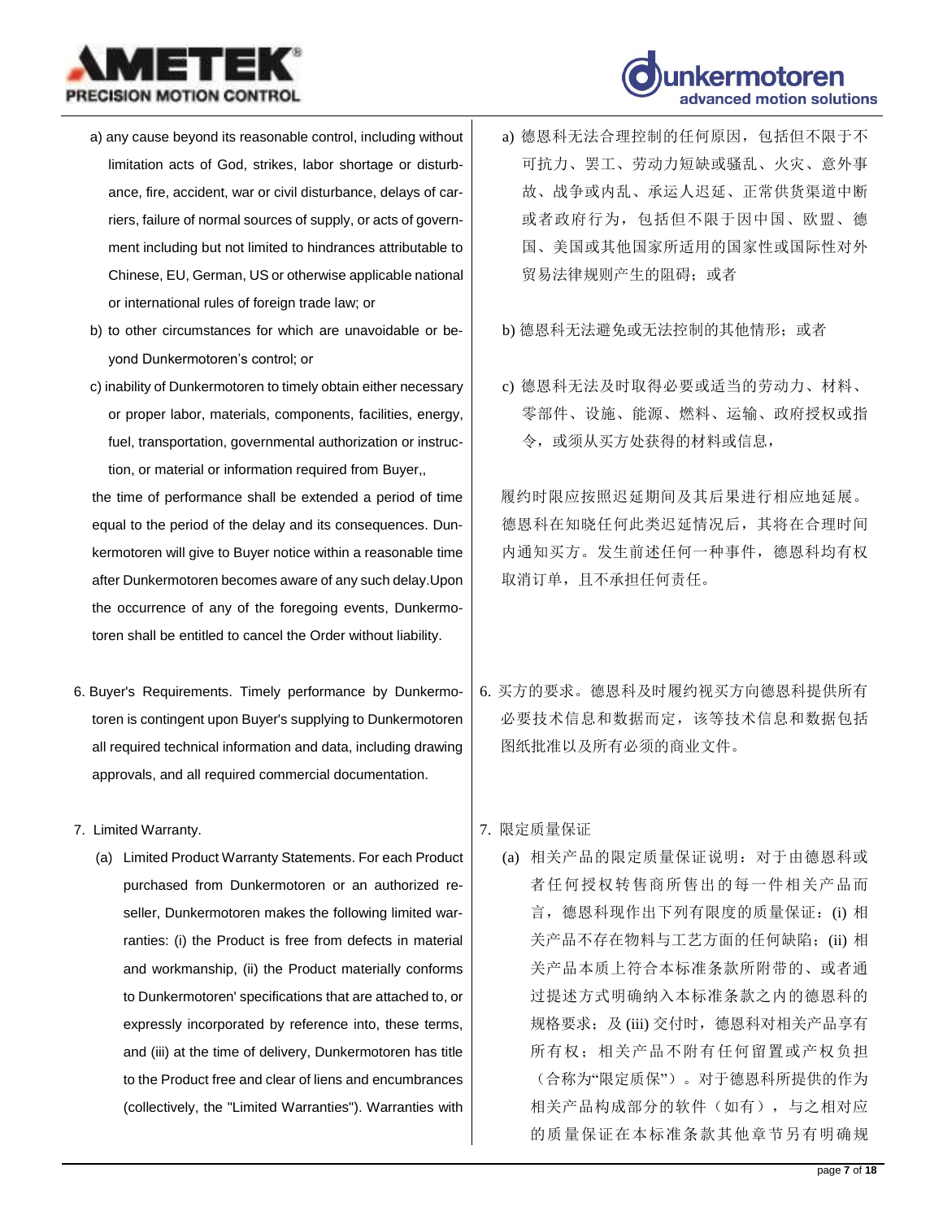a) any cause beyond its reasonable control, including without limitation acts of God, strikes, labor shortage or disturbance, fire, accident, war or civil disturbance, delays of carriers, failure of normal sources of supply, or acts of government including but not limited to hindrances attributable to Chinese, EU, German, US or otherwise applicable national or international rules of foreign trade law; or

b) to other circumstances for which are unavoidable or beyond Dunkermotoren's control; or

c) inability of Dunkermotoren to timely obtain either necessary or proper labor, materials, components, facilities, energy, fuel, transportation, governmental authorization or instruction, or material or information required from Buyer,,

the time of performance shall be extended a period of time equal to the period of the delay and its consequences. Dunkermotoren will give to Buyer notice within a reasonable time after Dunkermotoren becomes aware of any such delay.Upon the occurrence of any of the foregoing events, Dunkermotoren shall be entitled to cancel the Order without liability.

a) 德恩科无法合理控制的任何原因，包括但不限于不可抗力、罢工、劳动力短缺或骚乱、火灾、意外事故、战争或内乱、承运人迟延、正常供货渠道中断或者政府行为，包括但不限于因中国、欧盟、德国、美国或其他国家所适用的国家性或国际性对外贸易法律规则产生的阻碍；或者

b) 德恩科无法避免或无法控制的其他情形；或者

c) 德恩科无法及时取得必要或适当的劳动力、材料、零部件、设施、能源、燃料、运输、政府授权或指令，或须从买方处获得的材料或信息，

履约时限应按照迟延期间及其后果进行相应地延展。德恩科在知晓任何此类迟延情况后，其将在合理时间内通知买方。发生前述任何一种事件，德恩科均有权取消订单，且不承担任何责任。

6. Buyer's Requirements. Timely performance by Dunkermotoren is contingent upon Buyer's supplying to Dunkermotoren all required technical information and data, including drawing approvals, and all required commercial documentation.

6. 买方的要求。德恩科及时履约视买方向德恩科提供所有必要技术信息和数据而定，该等技术信息和数据包括图纸批准以及所有必须的商业文件。

7. Limited Warranty.

(a) Limited Product Warranty Statements. For each Product purchased from Dunkermotoren or an authorized reseller, Dunkermotoren makes the following limited warranties: (i) the Product is free from defects in material and workmanship, (ii) the Product materially conforms to Dunkermotoren' specifications that are attached to, or expressly incorporated by reference into, these terms, and (iii) at the time of delivery, Dunkermotoren has title to the Product free and clear of liens and encumbrances (collectively, the "Limited Warranties"). Warranties with

7. 限定质量保证

(a) 相关产品的限定质量保证说明：对于由德恩科或者任何授权转售商所售出的每一件相关产品而言，德恩科现作出下列有限度的质量保证：(i) 相关产品不存在物料与工艺方面的任何缺陷；(ii) 相关产品本质上符合本标准条款所附带的、或者通过提述方式明确纳入本标准条款之内的德恩科的规格要求；及 (iii) 交付时，德恩科对相关产品享有所有权；相关产品不附有任何留置或产权负担（合称为"限定质保"）。对于德恩科所提供的作为相关产品构成部分的软件（如有），与之相对应的质量保证在本标准条款其他章节另有明确规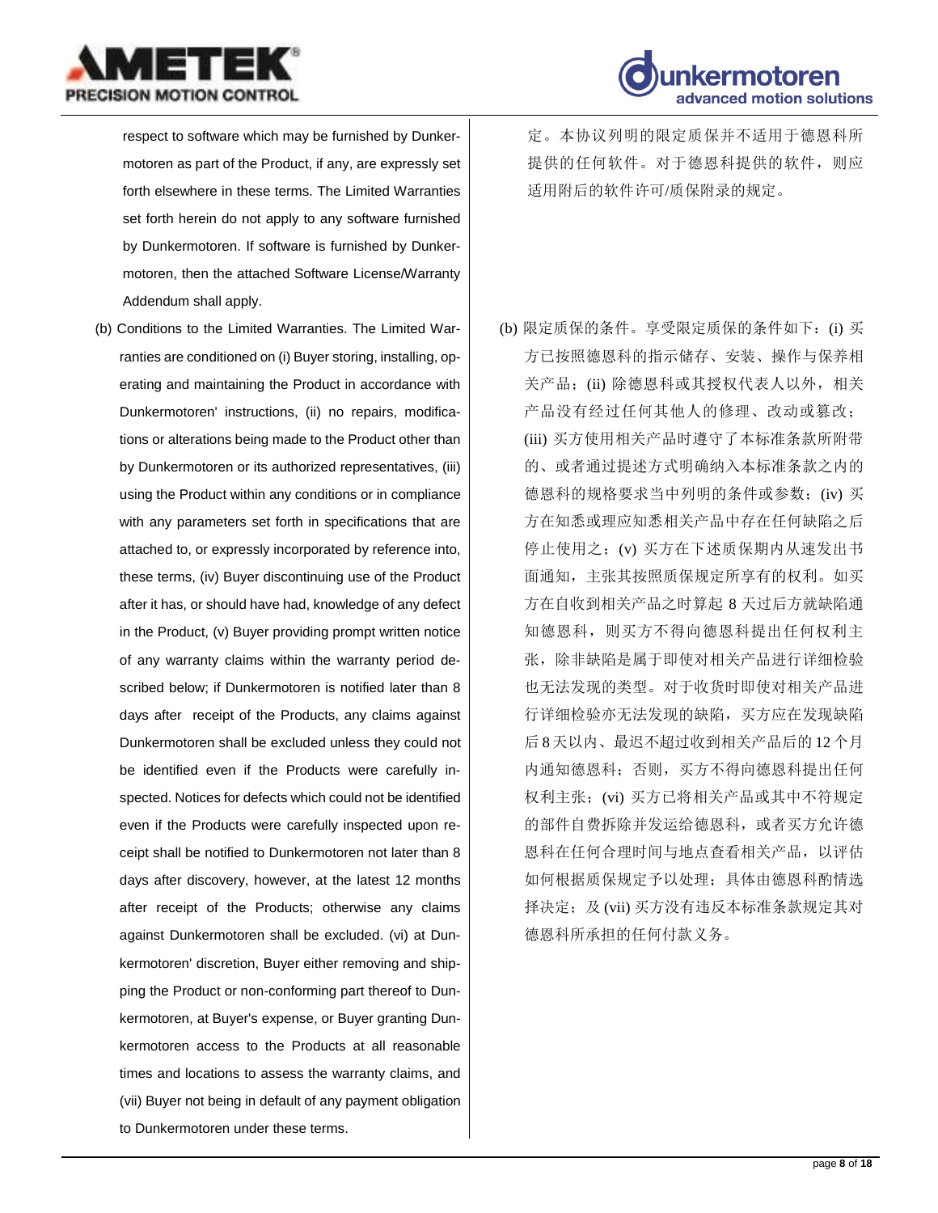respect to software which may be furnished by Dunkermotoren as part of the Product, if any, are expressly set forth elsewhere in these terms. The Limited Warranties set forth herein do not apply to any software furnished by Dunkermotoren. If software is furnished by Dunkermotoren, then the attached Software License/Warranty Addendum shall apply.

(b) Conditions to the Limited Warranties. The Limited Warranties are conditioned on (i) Buyer storing, installing, operating and maintaining the Product in accordance with Dunkermotoren' instructions, (ii) no repairs, modifications or alterations being made to the Product other than by Dunkermotoren or its authorized representatives, (iii) using the Product within any conditions or in compliance with any parameters set forth in specifications that are attached to, or expressly incorporated by reference into, these terms, (iv) Buyer discontinuing use of the Product after it has, or should have had, knowledge of any defect in the Product, (v) Buyer providing prompt written notice of any warranty claims within the warranty period described below; if Dunkermotoren is notified later than 8 days after receipt of the Products, any claims against Dunkermotoren shall be excluded unless they could not be identified even if the Products were carefully inspected. Notices for defects which could not be identified even if the Products were carefully inspected upon receipt shall be notified to Dunkermotoren not later than 8 days after discovery, however, at the latest 12 months after receipt of the Products; otherwise any claims against Dunkermotoren shall be excluded. (vi) at Dunkermotoren' discretion, Buyer either removing and shipping the Product or non-conforming part thereof to Dunkermotoren, at Buyer's expense, or Buyer granting Dunkermotoren access to the Products at all reasonable times and locations to assess the warranty claims, and (vii) Buyer not being in default of any payment obligation to Dunkermotoren under these terms.

定。本协议列明的限定质保并不适用于德恩科所提供的任何软件。对于德恩科提供的软件，则应适用附后的软件许可/质保附录的规定。

(b) 限定质保的条件。享受限定质保的条件如下：(i) 买方已按照德恩科的指示储存、安装、操作与保养相关产品；(ii) 除德恩科或其授权代表人以外，相关产品没有经过任何其他人的修理、改动或篡改；(iii) 买方使用相关产品时遵守了本标准条款所附带的、或者通过提述方式明确纳入本标准条款之内的德恩科的规格要求当中列明的条件或参数；(iv) 买方在知悉或理应知悉相关产品中存在任何缺陷之后停止使用之；(v) 买方在下述质保期内从速发出书面通知，主张其按照质保规定所享有的权利。如买方在自收到相关产品之时算起 8 天过后方就缺陷通知德恩科，则买方不得向德恩科提出任何权利主张，除非缺陷是属于即使对相关产品进行详细检验也无法发现的类型。对于收货时即使对相关产品进行详细检验亦无法发现的缺陷，买方应在发现缺陷后 8 天以内、最迟不超过收到相关产品后的 12 个月内通知德恩科；否则，买方不得向德恩科提出任何权利主张；(vi) 买方已将相关产品或其中不符规定的部件自费拆除并发运给德恩科，或者买方允许德恩科在任何合理时间与地点查看相关产品，以评估如何根据质保规定予以处理；具体由德恩科酌情选择决定；及 (vii) 买方没有违反本标准条款规定其对德恩科所承担的任何付款义务。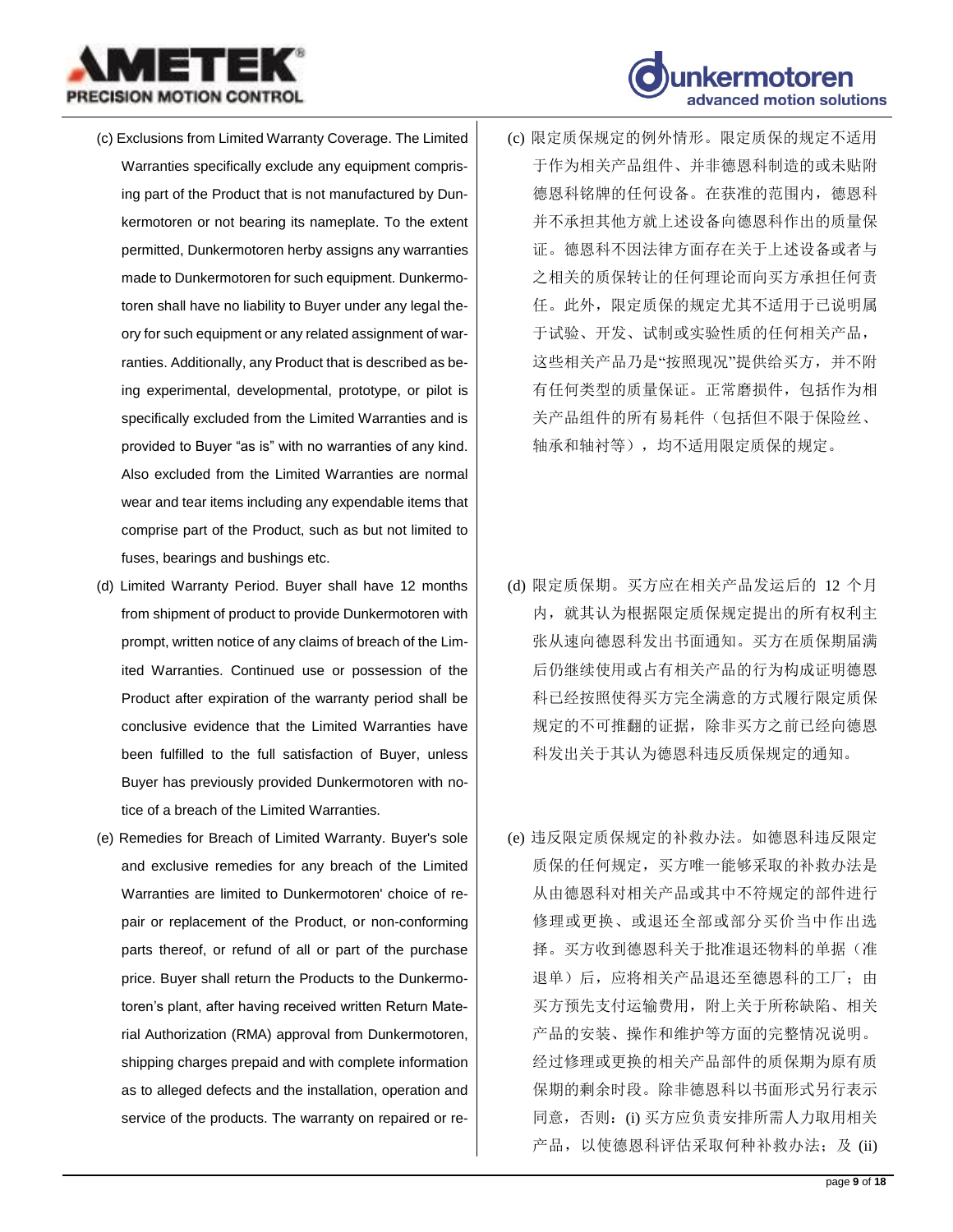(c) Exclusions from Limited Warranty Coverage. The Limited Warranties specifically exclude any equipment comprising part of the Product that is not manufactured by Dunkermotoren or not bearing its nameplate. To the extent permitted, Dunkermotoren herby assigns any warranties made to Dunkermotoren for such equipment. Dunkermotoren shall have no liability to Buyer under any legal theory for such equipment or any related assignment of warranties. Additionally, any Product that is described as being experimental, developmental, prototype, or pilot is specifically excluded from the Limited Warranties and is provided to Buyer "as is" with no warranties of any kind. Also excluded from the Limited Warranties are normal wear and tear items including any expendable items that comprise part of the Product, such as but not limited to fuses, bearings and bushings etc.

(c) 限定质保规定的例外情形。限定质保的规定不适用于作为相关产品组件、并非德恩科制造的或未贴附德恩科铭牌的任何设备。在获准的范围内，德恩科并不承担其他方就上述设备向德恩科作出的质量保证。德恩科不因法律方面存在关于上述设备或者与之相关的质保转让的任何理论而向买方承担任何责任。此外，限定质保的规定尤其不适用于已说明属于试验、开发、试制或实验性质的任何相关产品，这些相关产品乃是"按照现况"提供给买方，并不附有任何类型的质量保证。正常磨损件，包括作为相关产品组件的所有易耗件（包括但不限于保险丝、轴承和轴衬等），均不适用限定质保的规定。

(d) Limited Warranty Period. Buyer shall have 12 months from shipment of product to provide Dunkermotoren with prompt, written notice of any claims of breach of the Limited Warranties. Continued use or possession of the Product after expiration of the warranty period shall be conclusive evidence that the Limited Warranties have been fulfilled to the full satisfaction of Buyer, unless Buyer has previously provided Dunkermotoren with notice of a breach of the Limited Warranties.

(d) 限定质保期。买方应在相关产品发运后的 12 个月内，就其认为根据限定质保规定提出的所有权利主张从速向德恩科发出书面通知。买方在质保期届满后仍继续使用或占有相关产品的行为构成证明德恩科已经按照使得买方完全满意的方式履行限定质保规定的不可推翻的证据，除非买方之前已经向德恩科发出关于其认为德恩科违反质保规定的通知。

(e) Remedies for Breach of Limited Warranty. Buyer's sole and exclusive remedies for any breach of the Limited Warranties are limited to Dunkermotoren' choice of repair or replacement of the Product, or non-conforming parts thereof, or refund of all or part of the purchase price. Buyer shall return the Products to the Dunkermotoren's plant, after having received written Return Material Authorization (RMA) approval from Dunkermotoren, shipping charges prepaid and with complete information as to alleged defects and the installation, operation and service of the products. The warranty on repaired or re-

(e) 违反限定质保规定的补救办法。如德恩科违反限定质保的任何规定，买方唯一能够采取的补救办法是从由德恩科对相关产品或其中不符规定的部件进行修理或更换、或退还全部或部分买价当中作出选择。买方收到德恩科关于批准退还物料的单据（准退单）后，应将相关产品退还至德恩科的工厂；由买方预先支付运输费用，附上关于所称缺陷、相关产品的安装、操作和维护等方面的完整情况说明。经过修理或更换的相关产品部件的质保期为原有质保期的剩余时段。除非德恩科以书面形式另行表示同意，否则：(i) 买方应负责安排所需人力取用相关产品，以使德恩科评估采取何种补救办法；及 (ii)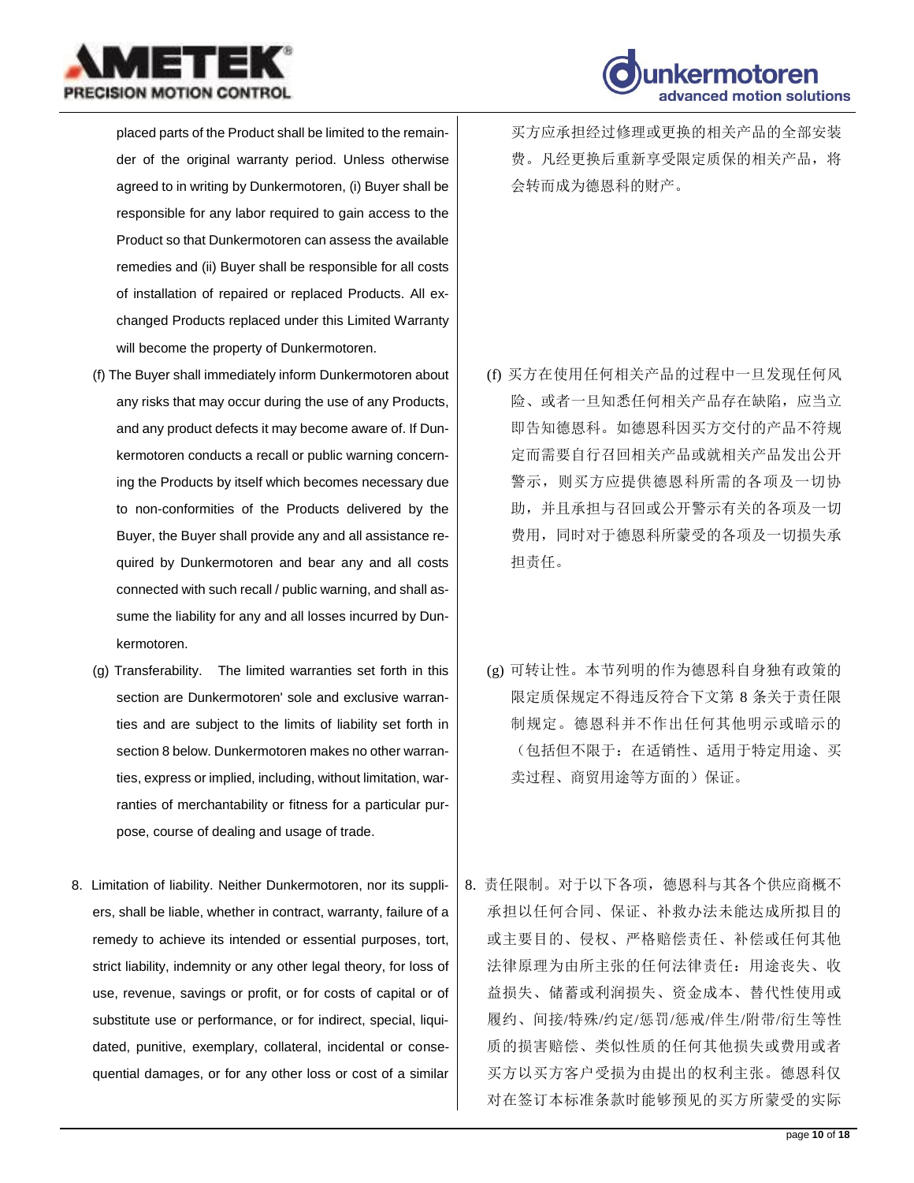placed parts of the Product shall be limited to the remainder of the original warranty period. Unless otherwise agreed to in writing by Dunkermotoren, (i) Buyer shall be responsible for any labor required to gain access to the Product so that Dunkermotoren can assess the available remedies and (ii) Buyer shall be responsible for all costs of installation of repaired or replaced Products. All exchanged Products replaced under this Limited Warranty will become the property of Dunkermotoren.

买方应承担经过修理或更换的相关产品的全部安装费。凡经更换后重新享受限定质保的相关产品，将会转而成为德恩科的财产。

(f) The Buyer shall immediately inform Dunkermotoren about any risks that may occur during the use of any Products, and any product defects it may become aware of. If Dunkermotoren conducts a recall or public warning concerning the Products by itself which becomes necessary due to non-conformities of the Products delivered by the Buyer, the Buyer shall provide any and all assistance required by Dunkermotoren and bear any and all costs connected with such recall / public warning, and shall assume the liability for any and all losses incurred by Dunkermotoren.

(f) 买方在使用任何相关产品的过程中一旦发现任何风险、或者一旦知悉任何相关产品存在缺陷，应当立即告知德恩科。如德恩科因买方交付的产品不符规定而需要自行召回相关产品或就相关产品发出公开警示，则买方应提供德恩科所需的各项及一切协助，并且承担与召回或公开警示有关的各项及一切费用，同时对于德恩科所蒙受的各项及一切损失承担责任。

(g) Transferability. The limited warranties set forth in this section are Dunkermotoren' sole and exclusive warranties and are subject to the limits of liability set forth in section 8 below. Dunkermotoren makes no other warranties, express or implied, including, without limitation, warranties of merchantability or fitness for a particular purpose, course of dealing and usage of trade.

(g) 可转让性。本节列明的作为德恩科自身独有政策的限定质保规定不得违反符合下文第 8 条关于责任限制规定。德恩科并不作出任何其他明示或暗示的（包括但不限于：在适销性、适用于特定用途、买卖过程、商贸用途等方面的）保证。

8. Limitation of liability. Neither Dunkermotoren, nor its suppliers, shall be liable, whether in contract, warranty, failure of a remedy to achieve its intended or essential purposes, tort, strict liability, indemnity or any other legal theory, for loss of use, revenue, savings or profit, or for costs of capital or of substitute use or performance, or for indirect, special, liquidated, punitive, exemplary, collateral, incidental or consequential damages, or for any other loss or cost of a similar

8. 责任限制。对于以下各项，德恩科与其各个供应商概不承担以任何合同、保证、补救办法未能达成所拟目的或主要目的、侵权、严格赔偿责任、补偿或任何其他法律原理为由所主张的任何法律责任：用途丧失、收益损失、储蓄或利润损失、资金成本、替代性使用或履约、间接/特殊/约定/惩罚/惩戒/伴生/附带/衍生等性质的损害赔偿、类似性质的任何其他损失或费用或者买方以买方客户受损为由提出的权利主张。德恩科仅对在签订本标准条款时能够预见的买方所蒙受的实际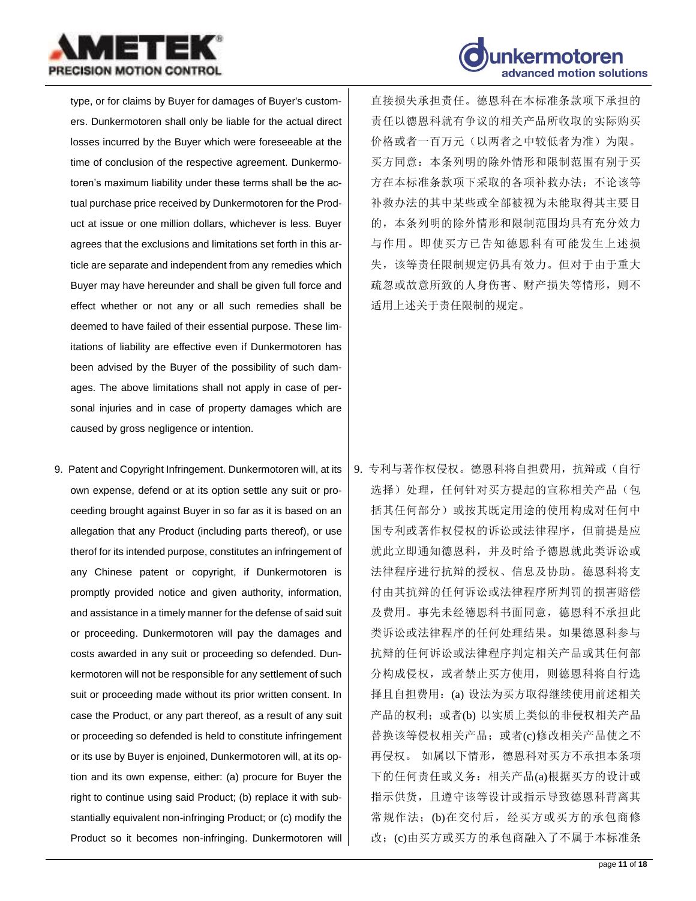type, or for claims by Buyer for damages of Buyer's customers. Dunkermotoren shall only be liable for the actual direct losses incurred by the Buyer which were foreseeable at the time of conclusion of the respective agreement. Dunkermotoren's maximum liability under these terms shall be the actual purchase price received by Dunkermotoren for the Product at issue or one million dollars, whichever is less. Buyer agrees that the exclusions and limitations set forth in this article are separate and independent from any remedies which Buyer may have hereunder and shall be given full force and effect whether or not any or all such remedies shall be deemed to have failed of their essential purpose. These limitations of liability are effective even if Dunkermotoren has been advised by the Buyer of the possibility of such damages. The above limitations shall not apply in case of personal injuries and in case of property damages which are caused by gross negligence or intention.

直接损失承担责任。德恩科在本标准条款项下承担的责任以德恩科就有争议的相关产品所收取的实际购买价格或者一百万元（以两者之中较低者为准）为限。买方同意：本条列明的除外情形和限制范围有别于买方在本标准条款项下采取的各项补救办法；不论该等补救办法的其中某些或全部被视为未能取得其主要目的，本条列明的除外情形和限制范围均具有充分效力与作用。即使买方已告知德恩科有可能发生上述损失，该等责任限制规定仍具有效力。但对于由于重大疏忽或故意所致的人身伤害、财产损失等情形，则不适用上述关于责任限制的规定。

9. Patent and Copyright Infringement. Dunkermotoren will, at its own expense, defend or at its option settle any suit or proceeding brought against Buyer in so far as it is based on an allegation that any Product (including parts thereof), or use therof for its intended purpose, constitutes an infringement of any Chinese patent or copyright, if Dunkermotoren is promptly provided notice and given authority, information, and assistance in a timely manner for the defense of said suit or proceeding. Dunkermotoren will pay the damages and costs awarded in any suit or proceeding so defended. Dunkermotoren will not be responsible for any settlement of such suit or proceeding made without its prior written consent. In case the Product, or any part thereof, as a result of any suit or proceeding so defended is held to constitute infringement or its use by Buyer is enjoined, Dunkermotoren will, at its option and its own expense, either: (a) procure for Buyer the right to continue using said Product; (b) replace it with substantially equivalent non-infringing Product; or (c) modify the Product so it becomes non-infringing. Dunkermotoren will

9. 专利与著作权侵权。德恩科将自担费用，抗辩或（自行选择）处理，任何针对买方提起的宣称相关产品（包括其任何部分）或按其既定用途的使用构成对任何中国专利或著作权侵权的诉讼或法律程序，但前提是应就此立即通知德恩科，并及时给予德恩就此类诉讼或法律程序进行抗辩的授权、信息及协助。德恩科将支付由其抗辩的任何诉讼或法律程序所判罚的损害赔偿及费用。事先未经德恩科书面同意，德恩科不承担此类诉讼或法律程序的任何处理结果。如果德恩科参与抗辩的任何诉讼或法律程序判定相关产品或其任何部分构成侵权，或者禁止买方使用，则德恩科将自行选择且自担费用：(a) 设法为买方取得继续使用前述相关产品的权利；或者(b) 以实质上类似的非侵权相关产品替换该等侵权相关产品；或者(c)修改相关产品使之不再侵权。 如属以下情形，德恩科对买方不承担本条项下的任何责任或义务：相关产品(a)根据买方的设计或指示供货，且遵守该等设计或指示导致德恩科背离其常规作法；(b)在交付后，经买方或买方的承包商修改；(c)由买方或买方的承包商融入了不属于本标准条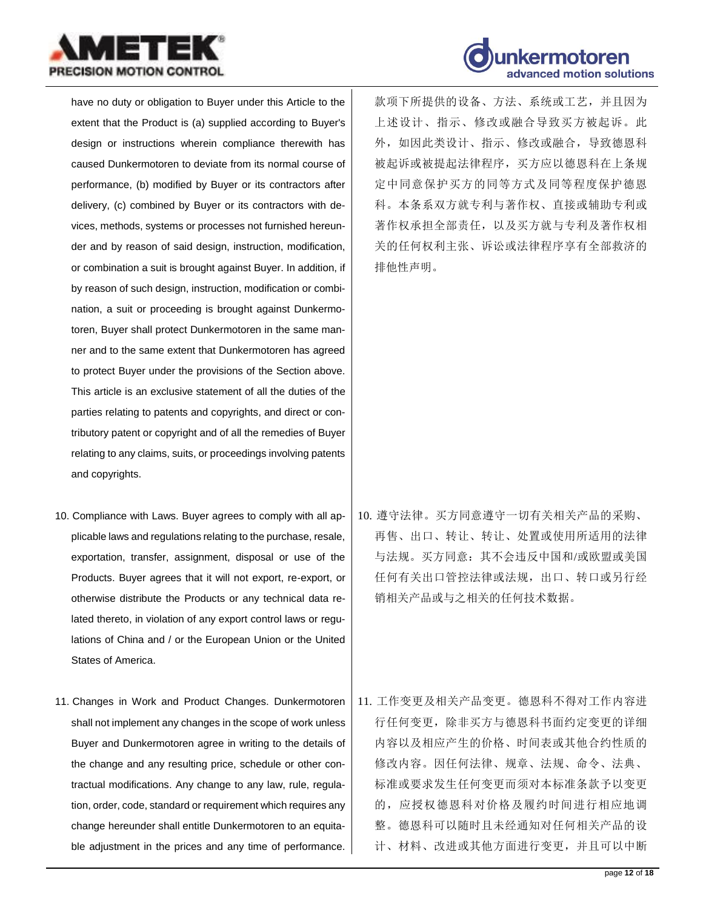have no duty or obligation to Buyer under this Article to the extent that the Product is (a) supplied according to Buyer's design or instructions wherein compliance therewith has caused Dunkermotoren to deviate from its normal course of performance, (b) modified by Buyer or its contractors after delivery, (c) combined by Buyer or its contractors with devices, methods, systems or processes not furnished hereunder and by reason of said design, instruction, modification, or combination a suit is brought against Buyer. In addition, if by reason of such design, instruction, modification or combination, a suit or proceeding is brought against Dunkermotoren, Buyer shall protect Dunkermotoren in the same manner and to the same extent that Dunkermotoren has agreed to protect Buyer under the provisions of the Section above. This article is an exclusive statement of all the duties of the parties relating to patents and copyrights, and direct or contributory patent or copyright and of all the remedies of Buyer relating to any claims, suits, or proceedings involving patents and copyrights.

款项下所提供的设备、方法、系统或工艺，并且因为上述设计、指示、修改或融合导致买方被起诉。此外，如因此类设计、指示、修改或融合，导致德恩科被起诉或被提起法律程序，买方应以德恩科在上条规定中同意保护买方的同等方式及同等程度保护德恩科。本条系双方就专利与著作权、直接或辅助专利或著作权承担全部责任，以及买方就与专利及著作权相关的任何权利主张、诉讼或法律程序享有全部救济的排他性声明。

10. Compliance with Laws. Buyer agrees to comply with all applicable laws and regulations relating to the purchase, resale, exportation, transfer, assignment, disposal or use of the Products. Buyer agrees that it will not export, re-export, or otherwise distribute the Products or any technical data related thereto, in violation of any export control laws or regulations of China and / or the European Union or the United States of America.

10. 遵守法律。买方同意遵守一切有关相关产品的采购、再售、出口、转让、转让、处置或使用所适用的法律与法规。买方同意：其不会违反中国和/或欧盟或美国任何有关出口管控法律或法规，出口、转口或另行经销相关产品或与之相关的任何技术数据。

11. Changes in Work and Product Changes. Dunkermotoren shall not implement any changes in the scope of work unless Buyer and Dunkermotoren agree in writing to the details of the change and any resulting price, schedule or other contractual modifications. Any change to any law, rule, regulation, order, code, standard or requirement which requires any change hereunder shall entitle Dunkermotoren to an equitable adjustment in the prices and any time of performance.

11. 工作变更及相关产品变更。德恩科不得对工作内容进行任何变更，除非买方与德恩科书面约定变更的详细内容以及相应产生的价格、时间表或其他合约性质的修改内容。因任何法律、规章、法规、命令、法典、标准或要求发生任何变更而须对本标准条款予以变更的，应授权德恩科对价格及履约时间进行相应地调整。德恩科可以随时且未经通知对任何相关产品的设计、材料、改进或其他方面进行变更，并且可以中断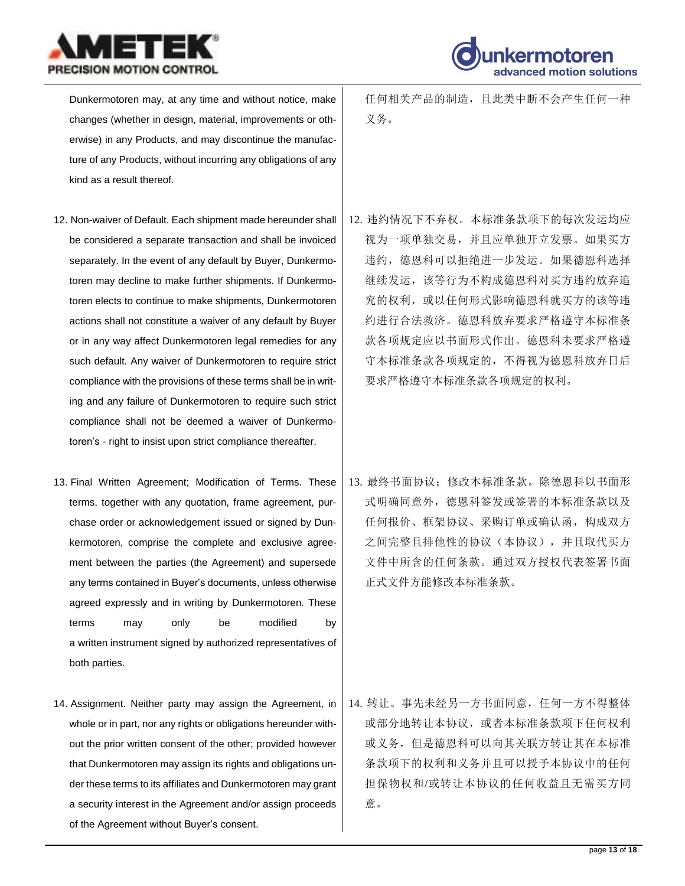Dunkermotoren may, at any time and without notice, make changes (whether in design, material, improvements or otherwise) in any Products, and may discontinue the manufacture of any Products, without incurring any obligations of any kind as a result thereof.

任何相关产品的制造，且此类中断不会产生任何一种义务。

12. Non-waiver of Default. Each shipment made hereunder shall be considered a separate transaction and shall be invoiced separately. In the event of any default by Buyer, Dunkermotoren may decline to make further shipments. If Dunkermotoren elects to continue to make shipments, Dunkermotoren actions shall not constitute a waiver of any default by Buyer or in any way affect Dunkermotoren legal remedies for any such default. Any waiver of Dunkermotoren to require strict compliance with the provisions of these terms shall be in writing and any failure of Dunkermotoren to require such strict compliance shall not be deemed a waiver of Dunkermotoren's - right to insist upon strict compliance thereafter.

12. 违约情况下不弃权。本标准条款项下的每次发运均应视为一项单独交易，并且应单独开立发票。如果买方违约，德恩科可以拒绝进一步发运。如果德恩科选择继续发运，该等行为不构成德恩科对买方违约放弃追究的权利，或以任何形式影响德恩科就买方的该等违约进行合法救济。德恩科放弃要求严格遵守本标准条款各项规定应以书面形式作出。德恩科未要求严格遵守本标准条款各项规定的，不得视为德恩科放弃日后要求严格遵守本标准条款各项规定的权利。

13. Final Written Agreement; Modification of Terms. These terms, together with any quotation, frame agreement, purchase order or acknowledgement issued or signed by Dunkermotoren, comprise the complete and exclusive agreement between the parties (the Agreement) and supersede any terms contained in Buyer's documents, unless otherwise agreed expressly and in writing by Dunkermotoren. These terms may only be modified by a written instrument signed by authorized representatives of both parties.

13. 最终书面协议；修改本标准条款。除德恩科以书面形式明确同意外，德恩科签发或签署的本标准条款以及任何报价、框架协议、采购订单或确认函，构成双方之间完整且排他性的协议（本协议），并且取代买方文件中所含的任何条款。通过双方授权代表签署书面正式文件方能修改本标准条款。

14. Assignment. Neither party may assign the Agreement, in whole or in part, nor any rights or obligations hereunder without the prior written consent of the other; provided however that Dunkermotoren may assign its rights and obligations under these terms to its affiliates and Dunkermotoren may grant a security interest in the Agreement and/or assign proceeds of the Agreement without Buyer's consent.

14. 转让。事先未经另一方书面同意，任何一方不得整体或部分地转让本协议，或者本标准条款项下任何权利或义务，但是德恩科可以向其关联方转让其在本标准条款项下的权利和义务并且可以授予本协议中的任何担保物权和/或转让本协议的任何收益且无需买方同意。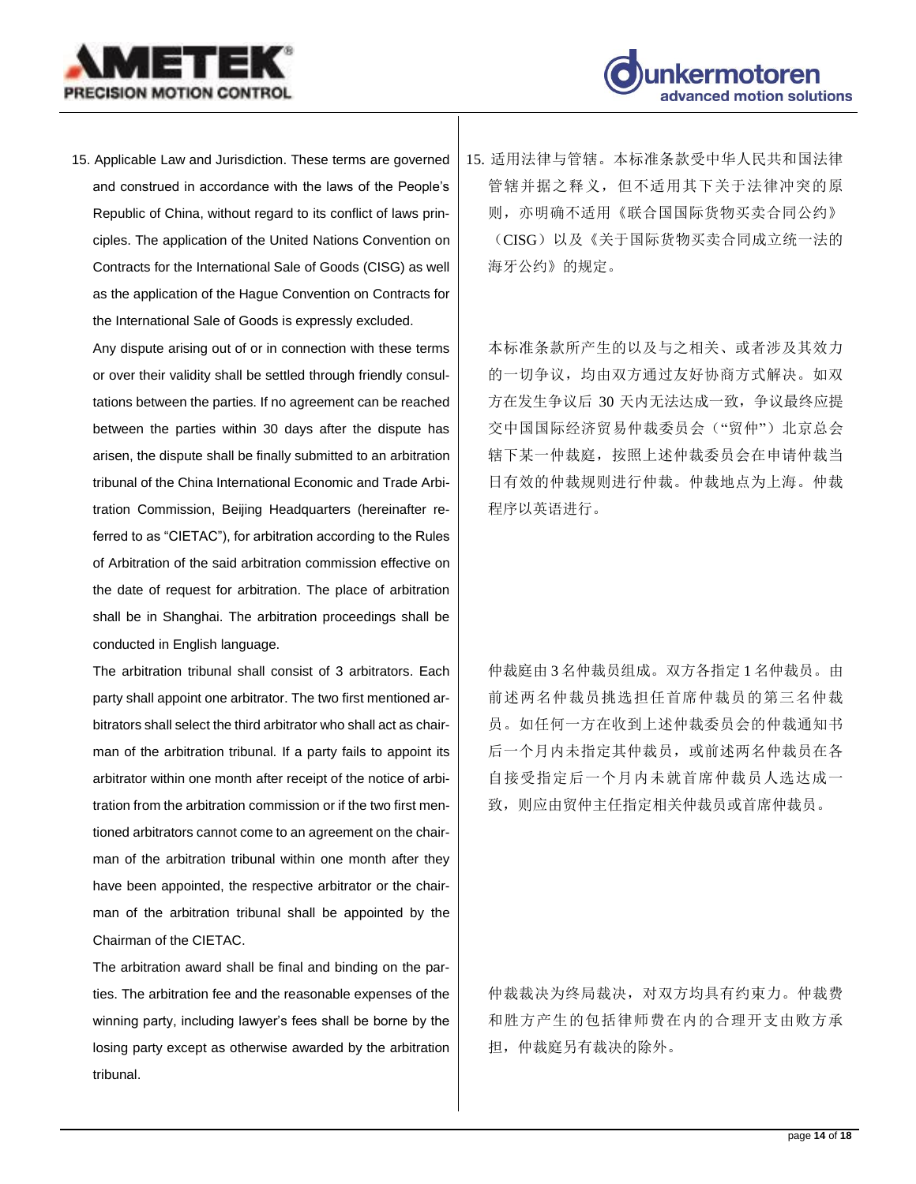15. Applicable Law and Jurisdiction. These terms are governed and construed in accordance with the laws of the People's Republic of China, without regard to its conflict of laws principles. The application of the United Nations Convention on Contracts for the International Sale of Goods (CISG) as well as the application of the Hague Convention on Contracts for the International Sale of Goods is expressly excluded.

    Any dispute arising out of or in connection with these terms or over their validity shall be settled through friendly consultations between the parties. If no agreement can be reached between the parties within 30 days after the dispute has arisen, the dispute shall be finally submitted to an arbitration tribunal of the China International Economic and Trade Arbitration Commission, Beijing Headquarters (hereinafter referred to as "CIETAC"), for arbitration according to the Rules of Arbitration of the said arbitration commission effective on the date of request for arbitration. The place of arbitration shall be in Shanghai. The arbitration proceedings shall be conducted in English language.

    The arbitration tribunal shall consist of 3 arbitrators. Each party shall appoint one arbitrator. The two first mentioned arbitrators shall select the third arbitrator who shall act as chairman of the arbitration tribunal. If a party fails to appoint its arbitrator within one month after receipt of the notice of arbitration from the arbitration commission or if the two first mentioned arbitrators cannot come to an agreement on the chairman of the arbitration tribunal within one month after they have been appointed, the respective arbitrator or the chairman of the arbitration tribunal shall be appointed by the Chairman of the CIETAC.

    The arbitration award shall be final and binding on the parties. The arbitration fee and the reasonable expenses of the winning party, including lawyer's fees shall be borne by the losing party except as otherwise awarded by the arbitration tribunal.

15. 适用法律与管辖。本标准条款受中华人民共和国法律管辖并据之释义，但不适用其下关于法律冲突的原则，亦明确不适用《联合国国际货物买卖合同公约》（CISG）以及《关于国际货物买卖合同成立统一法的海牙公约》的规定。

    本标准条款所产生的以及与之相关、或者涉及其效力的一切争议，均由双方通过友好协商方式解决。如双方在发生争议后 30 天内无法达成一致，争议最终应提交中国国际经济贸易仲裁委员会（"贸仲"）北京总会辖下某一仲裁庭，按照上述仲裁委员会在申请仲裁当日有效的仲裁规则进行仲裁。仲裁地点为上海。仲裁程序以英语进行。

    仲裁庭由 3 名仲裁员组成。双方各指定 1 名仲裁员。由前述两名仲裁员挑选担任首席仲裁员的第三名仲裁员。如任何一方在收到上述仲裁委员会的仲裁通知书后一个月内未指定其仲裁员，或前述两名仲裁员在各自接受指定后一个月内未就首席仲裁员人选达成一致，则应由贸仲主任指定相关仲裁员或首席仲裁员。

    仲裁裁决为终局裁决，对双方均具有约束力。仲裁费和胜方产生的包括律师费在内的合理开支由败方承担，仲裁庭另有裁决的除外。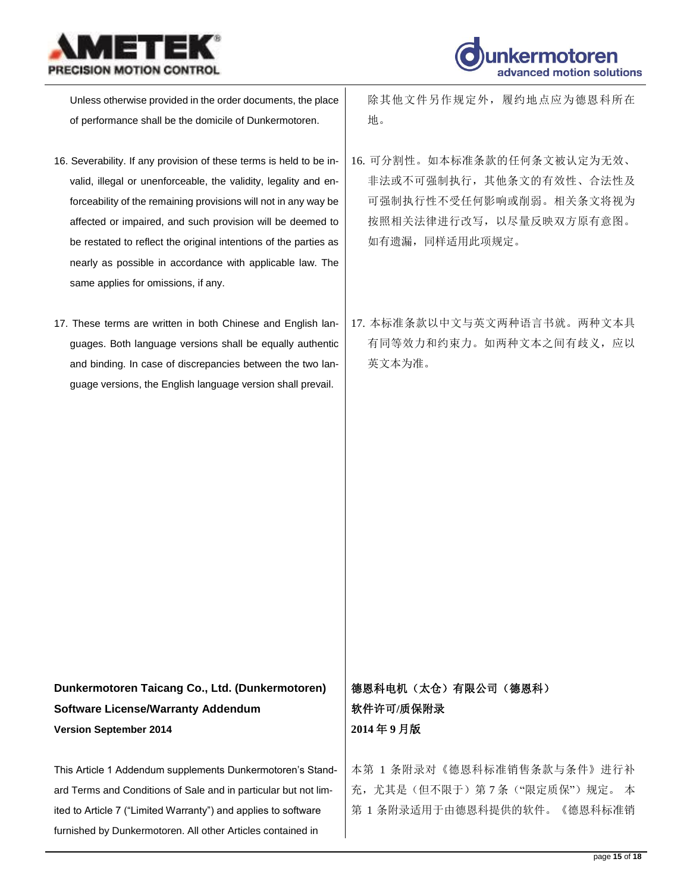Unless otherwise provided in the order documents, the place of performance shall be the domicile of Dunkermotoren.

除其他文件另作规定外，履约地点应为德恩科所在地。

16. Severability. If any provision of these terms is held to be invalid, illegal or unenforceable, the validity, legality and enforceability of the remaining provisions will not in any way be affected or impaired, and such provision will be deemed to be restated to reflect the original intentions of the parties as nearly as possible in accordance with applicable law. The same applies for omissions, if any.

16. 可分割性。如本标准条款的任何条文被认定为无效、非法或不可强制执行，其他条文的有效性、合法性及可强制执行性不受任何影响或削弱。相关条文将视为按照相关法律进行改写，以尽量反映双方原有意图。如有遗漏，同样适用此项规定。

17. These terms are written in both Chinese and English languages. Both language versions shall be equally authentic and binding. In case of discrepancies between the two language versions, the English language version shall prevail.

17. 本标准条款以中文与英文两种语言书就。两种文本具有同等效力和约束力。如两种文本之间有歧义，应以英文本为准。

## Dunkermotoren Taicang Co., Ltd. (Dunkermotoren) Software License/Warranty Addendum

**Version September 2014**

## 德恩科电机（太仓）有限公司（德恩科）软件许可/质保附录

**2014 年 9 月版**

This Article 1 Addendum supplements Dunkermotoren's Standard Terms and Conditions of Sale and in particular but not limited to Article 7 ("Limited Warranty") and applies to software furnished by Dunkermotoren. All other Articles contained in

本第 1 条附录对《德恩科标准销售条款与条件》进行补充，尤其是（但不限于）第 7 条（"限定质保"）规定。 本第 1 条附录适用于由德恩科提供的软件。《德恩科标准销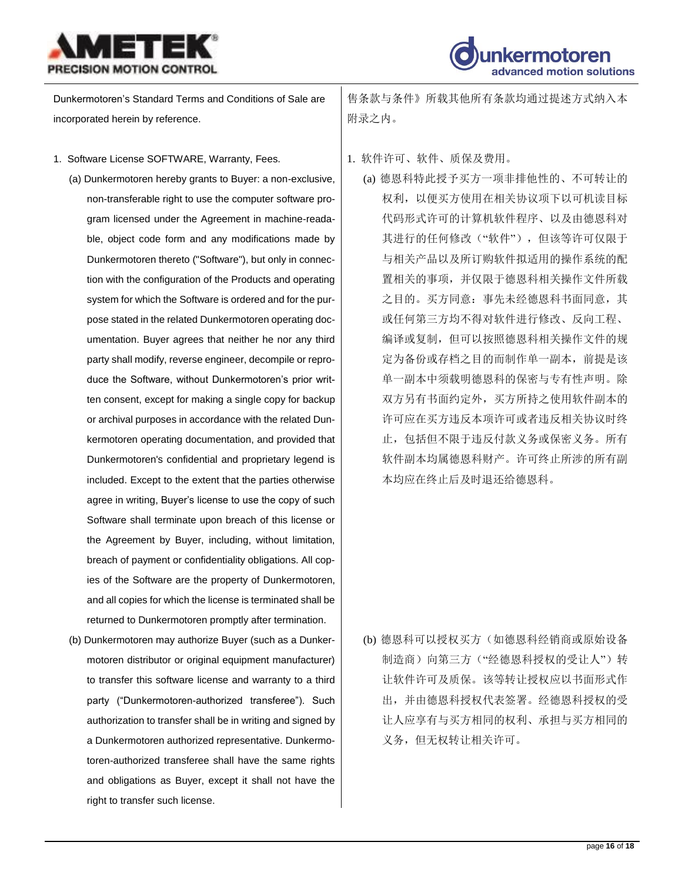Dunkermotoren's Standard Terms and Conditions of Sale are incorporated herein by reference.

1. Software License SOFTWARE, Warranty, Fees.

   (a) Dunkermotoren hereby grants to Buyer: a non-exclusive, non-transferable right to use the computer software program licensed under the Agreement in machine-readable, object code form and any modifications made by Dunkermotoren thereto ("Software"), but only in connection with the configuration of the Products and operating system for which the Software is ordered and for the purpose stated in the related Dunkermotoren operating documentation. Buyer agrees that neither he nor any third party shall modify, reverse engineer, decompile or reproduce the Software, without Dunkermotoren's prior written consent, except for making a single copy for backup or archival purposes in accordance with the related Dunkermotoren operating documentation, and provided that Dunkermotoren's confidential and proprietary legend is included. Except to the extent that the parties otherwise agree in writing, Buyer's license to use the copy of such Software shall terminate upon breach of this license or the Agreement by Buyer, including, without limitation, breach of payment or confidentiality obligations. All copies of the Software are the property of Dunkermotoren, and all copies for which the license is terminated shall be returned to Dunkermotoren promptly after termination.

   (b) Dunkermotoren may authorize Buyer (such as a Dunkermotoren distributor or original equipment manufacturer) to transfer this software license and warranty to a third party ("Dunkermotoren-authorized transferee"). Such authorization to transfer shall be in writing and signed by a Dunkermotoren authorized representative. Dunkermotoren-authorized transferee shall have the same rights and obligations as Buyer, except it shall not have the right to transfer such license.

售条款与条件》所载其他所有条款均通过提述方式纳入本附录之内。

1. 软件许可、软件、质保及费用。

   (a) 德恩科特此授予买方一项非排他性的、不可转让的权利，以便买方使用在相关协议项下以可机读目标代码形式许可的计算机软件程序、以及由德恩科对其进行的任何修改（"软件"），但该等许可仅限于与相关产品以及所订购软件拟适用的操作系统的配置相关的事项，并仅限于德恩科相关操作文件所载之目的。买方同意：事先未经德恩科书面同意，其或任何第三方均不得对软件进行修改、反向工程、编译或复制，但可以按照德恩科相关操作文件的规定为备份或存档之目的而制作单一副本，前提是该单一副本中须载明德恩科的保密与专有性声明。除双方另有书面约定外，买方所持之使用软件副本的许可应在买方违反本项许可或者违反相关协议时终止，包括但不限于违反付款义务或保密义务。所有软件副本均属德恩科财产。许可终止所涉的所有副本均应在终止后及时退还给德恩科。

   (b) 德恩科可以授权买方（如德恩科经销商或原始设备制造商）向第三方（"经德恩科授权的受让人"）转让软件许可及质保。该等转让授权应以书面形式作出，并由德恩科授权代表签署。经德恩科授权的受让人应享有与买方相同的权利、承担与买方相同的义务，但无权转让相关许可。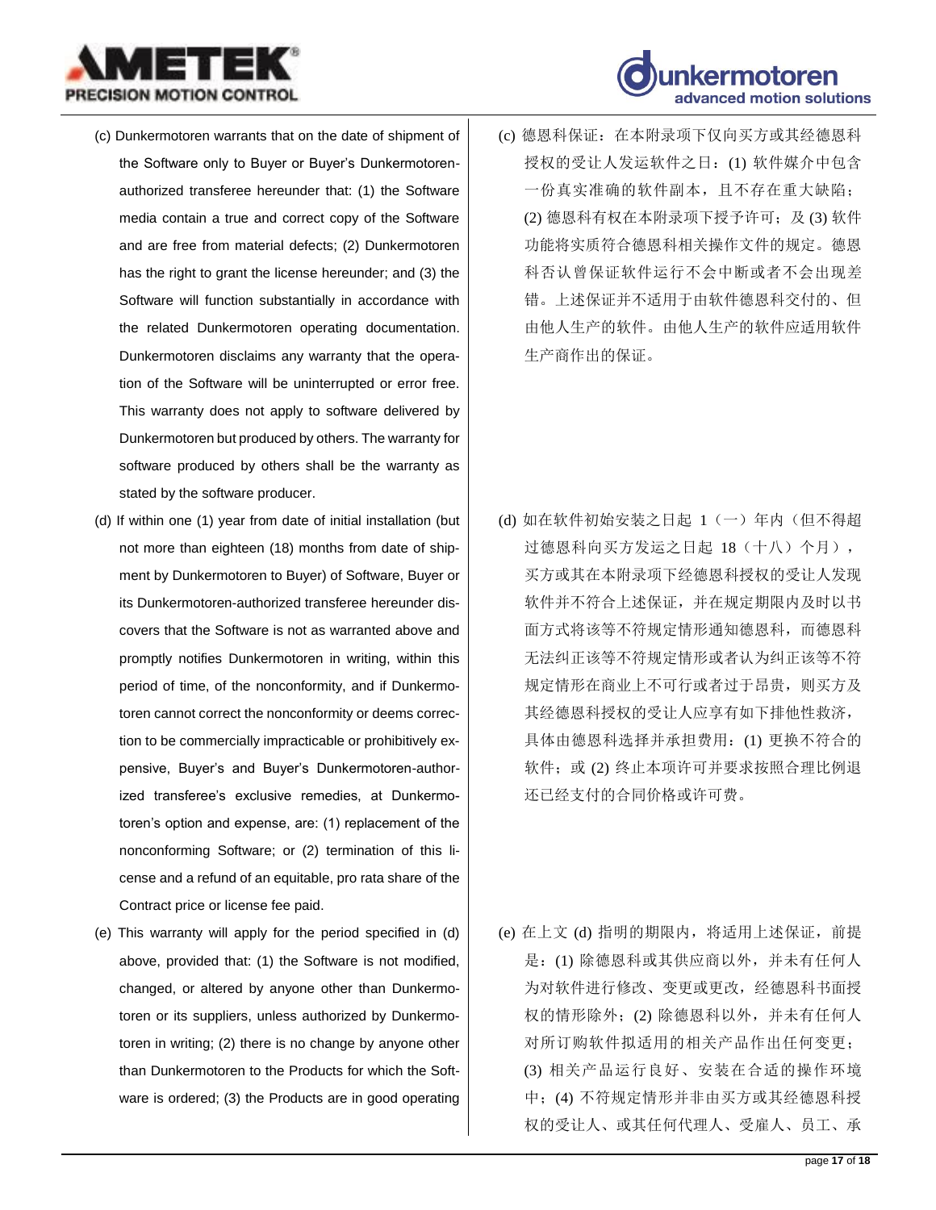(c) Dunkermotoren warrants that on the date of shipment of the Software only to Buyer or Buyer's Dunkermotoren-authorized transferee hereunder that: (1) the Software media contain a true and correct copy of the Software and are free from material defects; (2) Dunkermotoren has the right to grant the license hereunder; and (3) the Software will function substantially in accordance with the related Dunkermotoren operating documentation. Dunkermotoren disclaims any warranty that the operation of the Software will be uninterrupted or error free. This warranty does not apply to software delivered by Dunkermotoren but produced by others. The warranty for software produced by others shall be the warranty as stated by the software producer.

(c) 德恩科保证：在本附录项下仅向买方或其经德恩科授权的受让人发运软件之日：(1) 软件媒介中包含一份真实准确的软件副本，且不存在重大缺陷；(2) 德恩科有权在本附录项下授予许可；及 (3) 软件功能将实质符合德恩科相关操作文件的规定。德恩科否认曾保证软件运行不会中断或者不会出现差错。上述保证并不适用于由软件德恩科交付的、但由他人生产的软件。由他人生产的软件应适用软件生产商作出的保证。

(d) If within one (1) year from date of initial installation (but not more than eighteen (18) months from date of shipment by Dunkermotoren to Buyer) of Software, Buyer or its Dunkermotoren-authorized transferee hereunder discovers that the Software is not as warranted above and promptly notifies Dunkermotoren in writing, within this period of time, of the nonconformity, and if Dunkermotoren cannot correct the nonconformity or deems correction to be commercially impracticable or prohibitively expensive, Buyer's and Buyer's Dunkermotoren-authorized transferee's exclusive remedies, at Dunkermotoren's option and expense, are: (1) replacement of the nonconforming Software; or (2) termination of this license and a refund of an equitable, pro rata share of the Contract price or license fee paid.

(d) 如在软件初始安装之日起 1（一）年内（但不得超过德恩科向买方发运之日起 18（十八）个月），买方或其在本附录项下经德恩科授权的受让人发现软件并不符合上述保证，并在规定期限内及时以书面方式将该等不符规定情形通知德恩科，而德恩科无法纠正该等不符规定情形或者认为纠正该等不符规定情形在商业上不可行或者过于昂贵，则买方及其经德恩科授权的受让人应享有如下排他性救济，具体由德恩科选择并承担费用：(1) 更换不符合的软件；或 (2) 终止本项许可并要求按照合理比例退还已经支付的合同价格或许可费。

(e) This warranty will apply for the period specified in (d) above, provided that: (1) the Software is not modified, changed, or altered by anyone other than Dunkermotoren or its suppliers, unless authorized by Dunkermotoren in writing; (2) there is no change by anyone other than Dunkermotoren to the Products for which the Software is ordered; (3) the Products are in good operating

(e) 在上文 (d) 指明的期限内，将适用上述保证，前提是：(1) 除德恩科或其供应商以外，并未有任何人为对软件进行修改、变更或更改，经德恩科书面授权的情形除外；(2) 除德恩科以外，并未有任何人对所订购软件拟适用的相关产品作出任何变更；(3) 相关产品运行良好、安装在合适的操作环境中；(4) 不符规定情形并非由买方或其经德恩科授权的受让人、或其任何代理人、受雇人、员工、承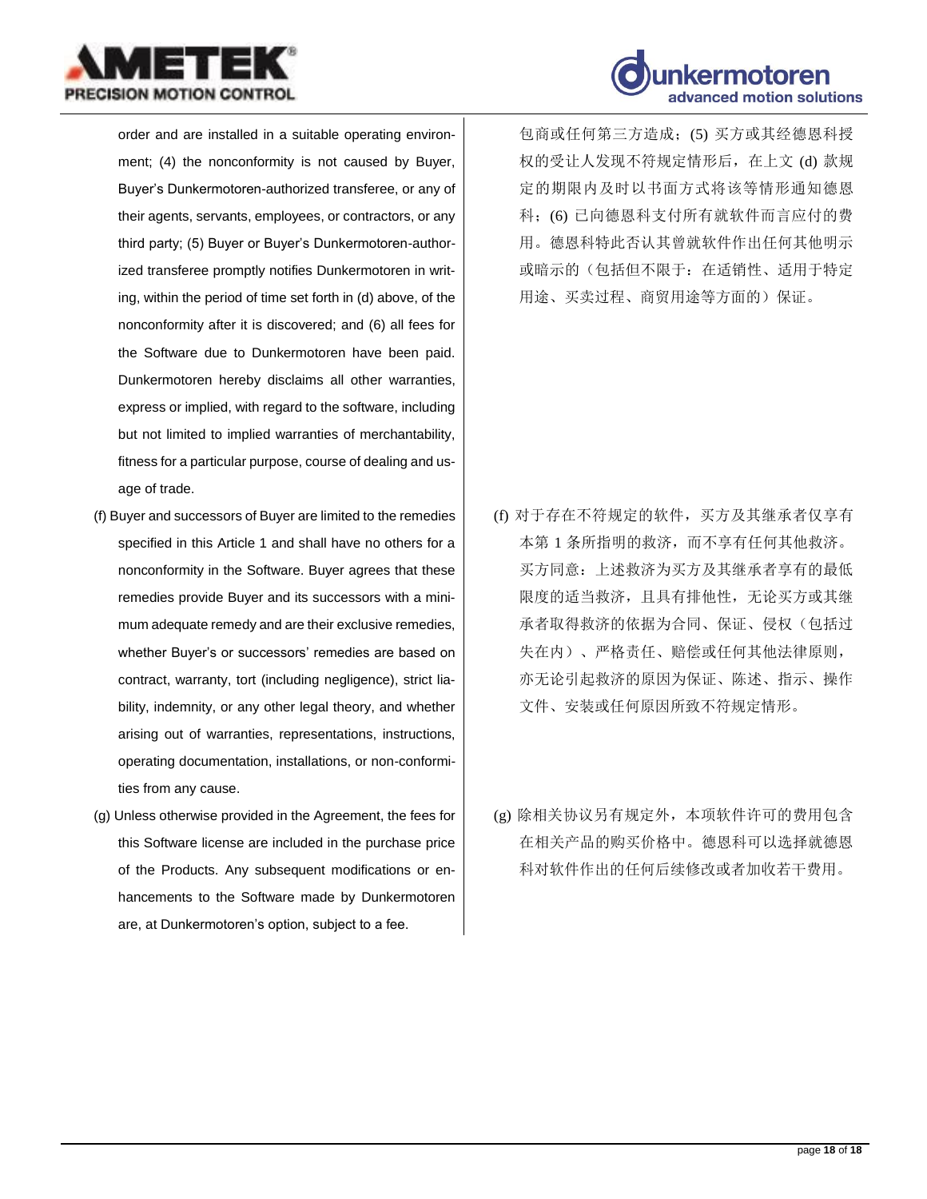order and are installed in a suitable operating environment; (4) the nonconformity is not caused by Buyer, Buyer's Dunkermotoren-authorized transferee, or any of their agents, servants, employees, or contractors, or any third party; (5) Buyer or Buyer's Dunkermotoren-authorized transferee promptly notifies Dunkermotoren in writing, within the period of time set forth in (d) above, of the nonconformity after it is discovered; and (6) all fees for the Software due to Dunkermotoren have been paid. Dunkermotoren hereby disclaims all other warranties, express or implied, with regard to the software, including but not limited to implied warranties of merchantability, fitness for a particular purpose, course of dealing and usage of trade.

(f) Buyer and successors of Buyer are limited to the remedies specified in this Article 1 and shall have no others for a nonconformity in the Software. Buyer agrees that these remedies provide Buyer and its successors with a minimum adequate remedy and are their exclusive remedies, whether Buyer's or successors' remedies are based on contract, warranty, tort (including negligence), strict liability, indemnity, or any other legal theory, and whether arising out of warranties, representations, instructions, operating documentation, installations, or non-conformities from any cause.

(g) Unless otherwise provided in the Agreement, the fees for this Software license are included in the purchase price of the Products. Any subsequent modifications or enhancements to the Software made by Dunkermotoren are, at Dunkermotoren's option, subject to a fee.

包商或任何第三方造成；(5) 买方或其经德恩科授权的受让人发现不符规定情形后，在上文 (d) 款规定的期限内及时以书面方式将该等情形通知德恩科；(6) 已向德恩科支付所有就软件而言应付的费用。德恩科特此否认其曾就软件作出任何其他明示或暗示的（包括但不限于：在适销性、适用于特定用途、买卖过程、商贸用途等方面的）保证。

(f) 对于存在不符规定的软件，买方及其继承者仅享有本第 1 条所指明的救济，而不享有任何其他救济。买方同意：上述救济为买方及其继承者享有的最低限度的适当救济，且具有排他性，无论买方或其继承者取得救济的依据为合同、保证、侵权（包括过失在内）、严格责任、赔偿或任何其他法律原则，亦无论引起救济的原因为保证、陈述、指示、操作文件、安装或任何原因所致不符规定情形。

(g) 除相关协议另有规定外，本项软件许可的费用包含在相关产品的购买价格中。德恩科可以选择就德恩科对软件作出的任何后续修改或者加收若干费用。